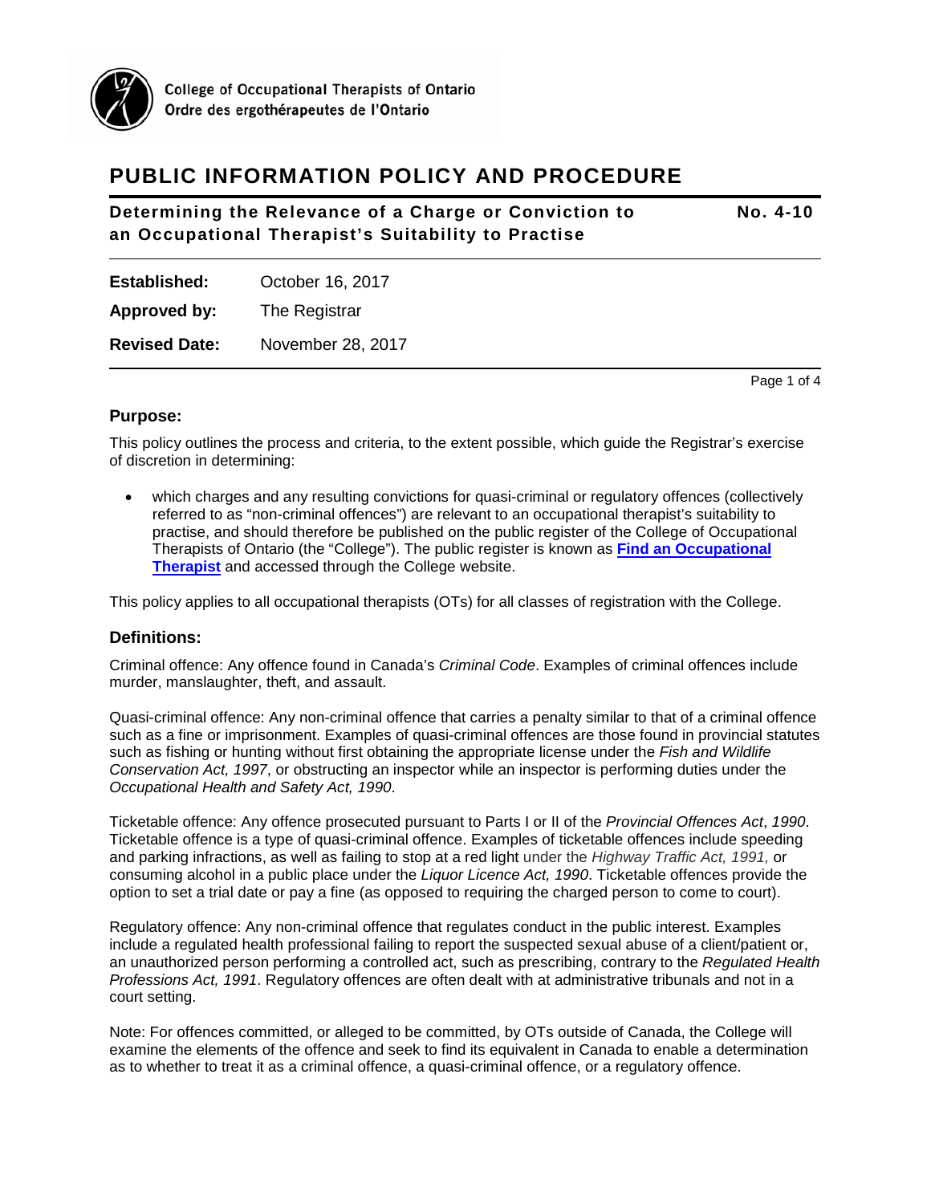College of Occupational Therapists of Ontario
Ordre des ergothérapeutes de l'Ontario

# PUBLIC INFORMATION POLICY AND PROCEDURE

**Determining the Relevance of a Charge or Conviction to an Occupational Therapist's Suitability to Practise** **No. 4-10**

| | |
|---|---|
| **Established:** | October 16, 2017 |
| **Approved by:** | The Registrar |
| **Revised Date:** | November 28, 2017 |

## Purpose:

This policy outlines the process and criteria, to the extent possible, which guide the Registrar's exercise of discretion in determining:

- which charges and any resulting convictions for quasi-criminal or regulatory offences (collectively referred to as "non-criminal offences") are relevant to an occupational therapist's suitability to practise, and should therefore be published on the public register of the College of Occupational Therapists of Ontario (the "College"). The public register is known as **Find an Occupational Therapist** and accessed through the College website.

This policy applies to all occupational therapists (OTs) for all classes of registration with the College.

## Definitions:

Criminal offence: Any offence found in Canada's *Criminal Code*. Examples of criminal offences include murder, manslaughter, theft, and assault.

Quasi-criminal offence: Any non-criminal offence that carries a penalty similar to that of a criminal offence such as a fine or imprisonment. Examples of quasi-criminal offences are those found in provincial statutes such as fishing or hunting without first obtaining the appropriate license under the *Fish and Wildlife Conservation Act, 1997*, or obstructing an inspector while an inspector is performing duties under the *Occupational Health and Safety Act, 1990*.

Ticketable offence: Any offence prosecuted pursuant to Parts I or II of the *Provincial Offences Act*, *1990*. Ticketable offence is a type of quasi-criminal offence. Examples of ticketable offences include speeding and parking infractions, as well as failing to stop at a red light under the *Highway Traffic Act, 1991,* or consuming alcohol in a public place under the *Liquor Licence Act, 1990*. Ticketable offences provide the option to set a trial date or pay a fine (as opposed to requiring the charged person to come to court).

Regulatory offence: Any non-criminal offence that regulates conduct in the public interest. Examples include a regulated health professional failing to report the suspected sexual abuse of a client/patient or, an unauthorized person performing a controlled act, such as prescribing, contrary to the *Regulated Health Professions Act, 1991*. Regulatory offences are often dealt with at administrative tribunals and not in a court setting.

Note: For offences committed, or alleged to be committed, by OTs outside of Canada, the College will examine the elements of the offence and seek to find its equivalent in Canada to enable a determination as to whether to treat it as a criminal offence, a quasi-criminal offence, or a regulatory offence.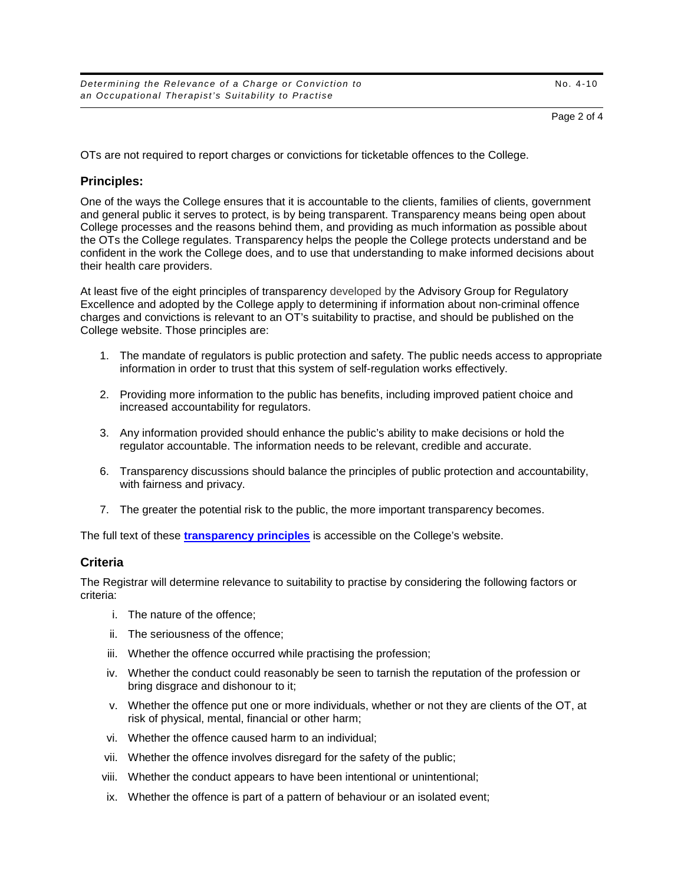OTs are not required to report charges or convictions for ticketable offences to the College.

## Principles:

One of the ways the College ensures that it is accountable to the clients, families of clients, government and general public it serves to protect, is by being transparent. Transparency means being open about College processes and the reasons behind them, and providing as much information as possible about the OTs the College regulates. Transparency helps the people the College protects understand and be confident in the work the College does, and to use that understanding to make informed decisions about their health care providers.

At least five of the eight principles of transparency developed by the Advisory Group for Regulatory Excellence and adopted by the College apply to determining if information about non-criminal offence charges and convictions is relevant to an OT's suitability to practise, and should be published on the College website. Those principles are:

1. The mandate of regulators is public protection and safety. The public needs access to appropriate information in order to trust that this system of self-regulation works effectively.

2. Providing more information to the public has benefits, including improved patient choice and increased accountability for regulators.

3. Any information provided should enhance the public's ability to make decisions or hold the regulator accountable. The information needs to be relevant, credible and accurate.

6. Transparency discussions should balance the principles of public protection and accountability, with fairness and privacy.

7. The greater the potential risk to the public, the more important transparency becomes.

The full text of these **transparency principles** is accessible on the College's website.

## Criteria

The Registrar will determine relevance to suitability to practise by considering the following factors or criteria:

i. The nature of the offence;

ii. The seriousness of the offence;

iii. Whether the offence occurred while practising the profession;

iv. Whether the conduct could reasonably be seen to tarnish the reputation of the profession or bring disgrace and dishonour to it;

v. Whether the offence put one or more individuals, whether or not they are clients of the OT, at risk of physical, mental, financial or other harm;

vi. Whether the offence caused harm to an individual;

vii. Whether the offence involves disregard for the safety of the public;

viii. Whether the conduct appears to have been intentional or unintentional;

ix. Whether the offence is part of a pattern of behaviour or an isolated event;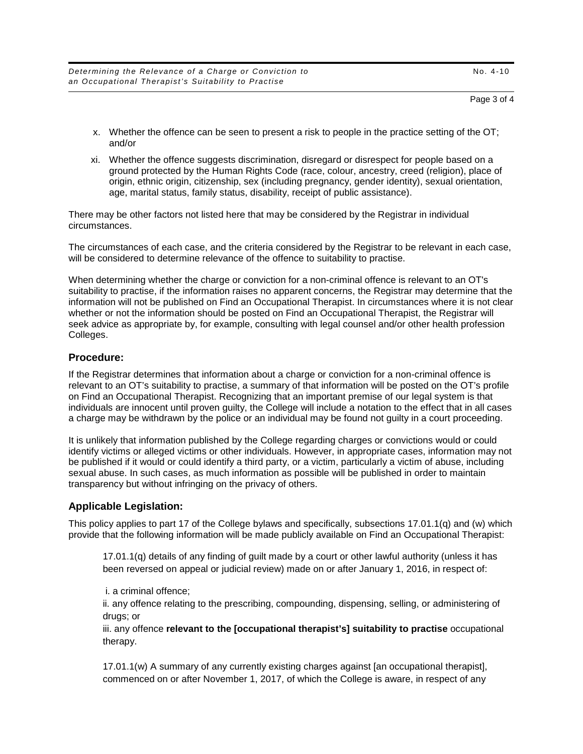x. Whether the offence can be seen to present a risk to people in the practice setting of the OT; and/or

xi. Whether the offence suggests discrimination, disregard or disrespect for people based on a ground protected by the Human Rights Code (race, colour, ancestry, creed (religion), place of origin, ethnic origin, citizenship, sex (including pregnancy, gender identity), sexual orientation, age, marital status, family status, disability, receipt of public assistance).

There may be other factors not listed here that may be considered by the Registrar in individual circumstances.

The circumstances of each case, and the criteria considered by the Registrar to be relevant in each case, will be considered to determine relevance of the offence to suitability to practise.

When determining whether the charge or conviction for a non-criminal offence is relevant to an OT's suitability to practise, if the information raises no apparent concerns, the Registrar may determine that the information will not be published on Find an Occupational Therapist. In circumstances where it is not clear whether or not the information should be posted on Find an Occupational Therapist, the Registrar will seek advice as appropriate by, for example, consulting with legal counsel and/or other health profession Colleges.

## Procedure:

If the Registrar determines that information about a charge or conviction for a non-criminal offence is relevant to an OT's suitability to practise, a summary of that information will be posted on the OT's profile on Find an Occupational Therapist. Recognizing that an important premise of our legal system is that individuals are innocent until proven guilty, the College will include a notation to the effect that in all cases a charge may be withdrawn by the police or an individual may be found not guilty in a court proceeding.

It is unlikely that information published by the College regarding charges or convictions would or could identify victims or alleged victims or other individuals. However, in appropriate cases, information may not be published if it would or could identify a third party, or a victim, particularly a victim of abuse, including sexual abuse. In such cases, as much information as possible will be published in order to maintain transparency but without infringing on the privacy of others.

## Applicable Legislation:

This policy applies to part 17 of the College bylaws and specifically, subsections 17.01.1(q) and (w) which provide that the following information will be made publicly available on Find an Occupational Therapist:

> 17.01.1(q) details of any finding of guilt made by a court or other lawful authority (unless it has been reversed on appeal or judicial review) made on or after January 1, 2016, in respect of:
>
> i. a criminal offence;
> ii. any offence relating to the prescribing, compounding, dispensing, selling, or administering of drugs; or
> iii. any offence **relevant to the [occupational therapist's] suitability to practise** occupational therapy.
>
> 17.01.1(w) A summary of any currently existing charges against [an occupational therapist], commenced on or after November 1, 2017, of which the College is aware, in respect of any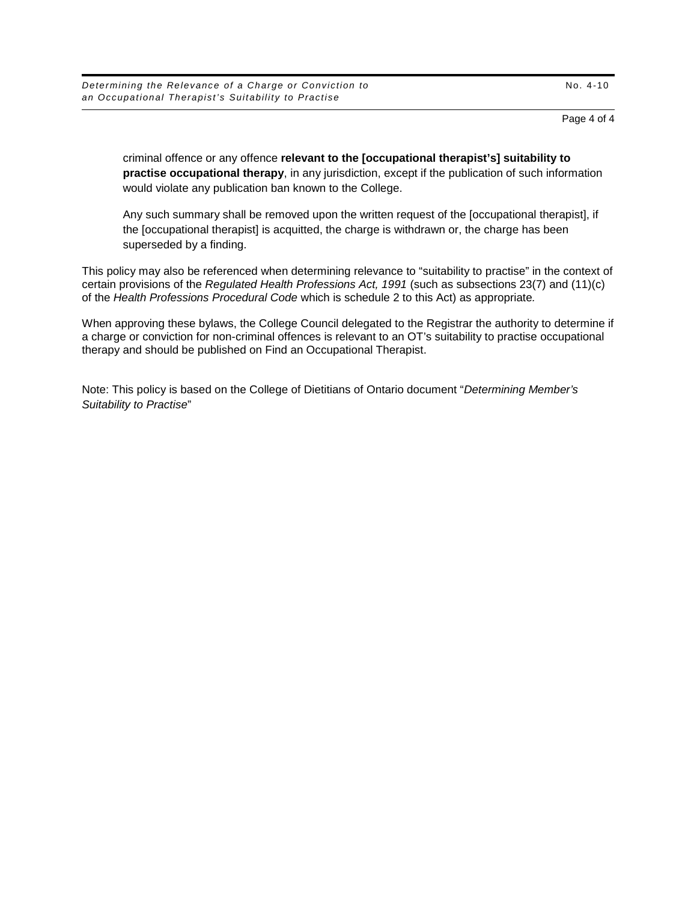> criminal offence or any offence **relevant to the [occupational therapist's] suitability to practise occupational therapy**, in any jurisdiction, except if the publication of such information would violate any publication ban known to the College.
>
> Any such summary shall be removed upon the written request of the [occupational therapist], if the [occupational therapist] is acquitted, the charge is withdrawn or, the charge has been superseded by a finding.

This policy may also be referenced when determining relevance to "suitability to practise" in the context of certain provisions of the *Regulated Health Professions Act, 1991* (such as subsections 23(7) and (11)(c) of the *Health Professions Procedural Code* which is schedule 2 to this Act) as appropriate.

When approving these bylaws, the College Council delegated to the Registrar the authority to determine if a charge or conviction for non-criminal offences is relevant to an OT's suitability to practise occupational therapy and should be published on Find an Occupational Therapist.

Note: This policy is based on the College of Dietitians of Ontario document "*Determining Member's Suitability to Practise*"